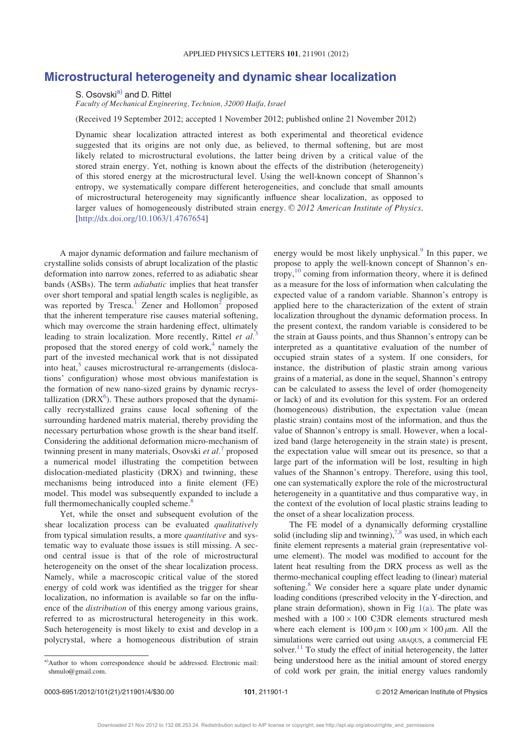# Microstructural heterogeneity and dynamic shear localization

S. Osovski[a)] and D. Rittel

*Faculty of Mechanical Engineering, Technion, 32000 Haifa, Israel*

(Received 19 September 2012; accepted 1 November 2012; published online 21 November 2012)

Dynamic shear localization attracted interest as both experimental and theoretical evidence suggested that its origins are not only due, as believed, to thermal softening, but are most likely related to microstructural evolutions, the latter being driven by a critical value of the stored strain energy. Yet, nothing is known about the effects of the distribution (heterogeneity) of this stored energy at the microstructural level. Using the well-known concept of Shannon's entropy, we systematically compare different heterogeneities, and conclude that small amounts of microstructural heterogeneity may significantly influence shear localization, as opposed to larger values of homogeneously distributed strain energy. © *2012 American Institute of Physics*. [http://dx.doi.org/10.1063/1.4767654]

A major dynamic deformation and failure mechanism of crystalline solids consists of abrupt localization of the plastic deformation into narrow zones, referred to as adiabatic shear bands (ASBs). The term *adiabatic* implies that heat transfer over short temporal and spatial length scales is negligible, as was reported by Tresca.[1] Zener and Hollomon[2] proposed that the inherent temperature rise causes material softening, which may overcome the strain hardening effect, ultimately leading to strain localization. More recently, Rittel *et al.*[3] proposed that the stored energy of cold work,[4] namely the part of the invested mechanical work that is not dissipated into heat,[5] causes microstructural re-arrangements (dislocations' configuration) whose most obvious manifestation is the formation of new nano-sized grains by dynamic recrystallization (DRX[6]). These authors proposed that the dynamically recrystallized grains cause local softening of the surrounding hardened matrix material, thereby providing the necessary perturbation whose growth is the shear band itself. Considering the additional deformation micro-mechanism of twinning present in many materials, Osovski *et al.*[7] proposed a numerical model illustrating the competition between dislocation-mediated plasticity (DRX) and twinning, these mechanisms being introduced into a finite element (FE) model. This model was subsequently expanded to include a full thermomechanically coupled scheme.[8]

Yet, while the onset and subsequent evolution of the shear localization process can be evaluated *qualitatively* from typical simulation results, a more *quantitative* and systematic way to evaluate those issues is still missing. A second central issue is that of the role of microstructural heterogeneity on the onset of the shear localization process. Namely, while a macroscopic critical value of the stored energy of cold work was identified as the trigger for shear localization, no information is available so far on the influence of the *distribution* of this energy among various grains, referred to as microstructural heterogeneity in this work. Such heterogeneity is most likely to exist and develop in a polycrystal, where a homogeneous distribution of strain energy would be most likely unphysical.[9] In this paper, we propose to apply the well-known concept of Shannon's entropy,[10] coming from information theory, where it is defined as a measure for the loss of information when calculating the expected value of a random variable. Shannon's entropy is applied here to the characterization of the extent of strain localization throughout the dynamic deformation process. In the present context, the random variable is considered to be the strain at Gauss points, and thus Shannon's entropy can be interpreted as a quantitative evaluation of the number of occupied strain states of a system. If one considers, for instance, the distribution of plastic strain among various grains of a material, as done in the sequel, Shannon's entropy can be calculated to assess the level of order (homogeneity or lack) of and its evolution for this system. For an ordered (homogeneous) distribution, the expectation value (mean plastic strain) contains most of the information, and thus the value of Shannon's entropy is small. However, when a localized band (large heterogeneity in the strain state) is present, the expectation value will smear out its presence, so that a large part of the information will be lost, resulting in high values of the Shannon's entropy. Therefore, using this tool, one can systematically explore the role of the microstructural heterogeneity in a quantitative and thus comparative way, in the context of the evolution of local plastic strains leading to the onset of a shear localization process.

The FE model of a dynamically deforming crystalline solid (including slip and twinning),[7,8] was used, in which each finite element represents a material grain (representative volume element). The model was modified to account for the latent heat resulting from the DRX process as well as the thermo-mechanical coupling effect leading to (linear) material softening.[8] We consider here a square plate under dynamic loading conditions (prescribed velocity in the Y-direction, and plane strain deformation), shown in Fig 1(a). The plate was meshed with a $100 \times 100$ C3DR elements structured mesh where each element is $100\,\mu m \times 100\,\mu m \times 100\,\mu m$. All the simulations were carried out using ABAQUS, a commercial FE solver.[11] To study the effect of initial heterogeneity, the latter being understood here as the initial amount of stored energy of cold work per grain, the initial energy values randomly

[a)]Author to whom correspondence should be addressed. Electronic mail: shmulo@gmail.com.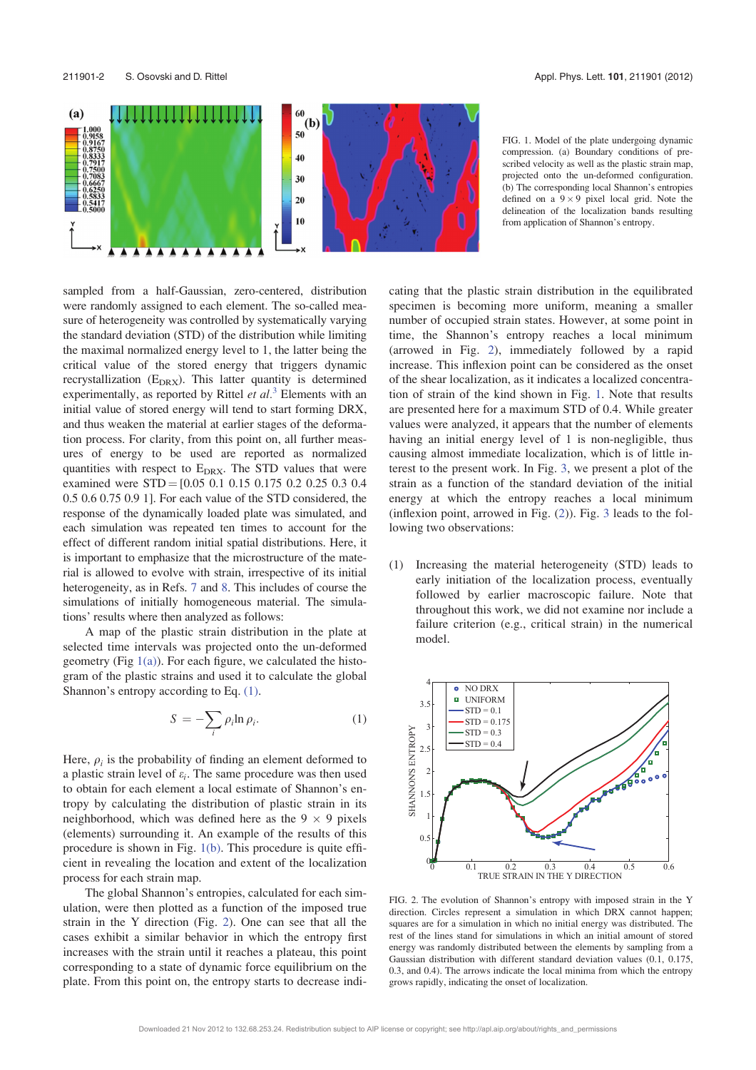FIG. 1. Model of the plate undergoing dynamic compression. (a) Boundary conditions of prescribed velocity as well as the plastic strain map, projected onto the un-deformed configuration. (b) The corresponding local Shannon's entropies defined on a $9 \times 9$ pixel local grid. Note the delineation of the localization bands resulting from application of Shannon's entropy.

sampled from a half-Gaussian, zero-centered, distribution were randomly assigned to each element. The so-called measure of heterogeneity was controlled by systematically varying the standard deviation (STD) of the distribution while limiting the maximal normalized energy level to 1, the latter being the critical value of the stored energy that triggers dynamic recrystallization ($E_{DRX}$). This latter quantity is determined experimentally, as reported by Rittel *et al.*[3] Elements with an initial value of stored energy will tend to start forming DRX, and thus weaken the material at earlier stages of the deformation process. For clarity, from this point on, all further measures of energy to be used are reported as normalized quantities with respect to $E_{DRX}$. The STD values that were examined were STD = [0.05 0.1 0.15 0.175 0.2 0.25 0.3 0.4 0.5 0.6 0.75 0.9 1]. For each value of the STD considered, the response of the dynamically loaded plate was simulated, and each simulation was repeated ten times to account for the effect of different random initial spatial distributions. Here, it is important to emphasize that the microstructure of the material is allowed to evolve with strain, irrespective of its initial heterogeneity, as in Refs. 7 and 8. This includes of course the simulations of initially homogeneous material. The simulations' results where then analyzed as follows:

A map of the plastic strain distribution in the plate at selected time intervals was projected onto the un-deformed geometry (Fig 1(a)). For each figure, we calculated the histogram of the plastic strains and used it to calculate the global Shannon's entropy according to Eq. (1).

$$S = -\sum_i \rho_i \ln \rho_i. \tag{1}$$

Here, $\rho_i$ is the probability of finding an element deformed to a plastic strain level of $\varepsilon_i$. The same procedure was then used to obtain for each element a local estimate of Shannon's entropy by calculating the distribution of plastic strain in its neighborhood, which was defined here as the $9 \times 9$ pixels (elements) surrounding it. An example of the results of this procedure is shown in Fig. 1(b). This procedure is quite efficient in revealing the location and extent of the localization process for each strain map.

The global Shannon's entropies, calculated for each simulation, were then plotted as a function of the imposed true strain in the Y direction (Fig. 2). One can see that all the cases exhibit a similar behavior in which the entropy first increases with the strain until it reaches a plateau, this point corresponding to a state of dynamic force equilibrium on the plate. From this point on, the entropy starts to decrease indicating that the plastic strain distribution in the equilibrated specimen is becoming more uniform, meaning a smaller number of occupied strain states. However, at some point in time, the Shannon's entropy reaches a local minimum (arrowed in Fig. 2), immediately followed by a rapid increase. This inflexion point can be considered as the onset of the shear localization, as it indicates a localized concentration of strain of the kind shown in Fig. 1. Note that results are presented here for a maximum STD of 0.4. While greater values were analyzed, it appears that the number of elements having an initial energy level of 1 is non-negligible, thus causing almost immediate localization, which is of little interest to the present work. In Fig. 3, we present a plot of the strain as a function of the standard deviation of the initial energy at which the entropy reaches a local minimum (inflexion point, arrowed in Fig. (2)). Fig. 3 leads to the following two observations:

(1) Increasing the material heterogeneity (STD) leads to early initiation of the localization process, eventually followed by earlier macroscopic failure. Note that throughout this work, we did not examine nor include a failure criterion (e.g., critical strain) in the numerical model.

FIG. 2. The evolution of Shannon's entropy with imposed strain in the Y direction. Circles represent a simulation in which DRX cannot happen; squares are for a simulation in which no initial energy was distributed. The rest of the lines stand for simulations in which an initial amount of stored energy was randomly distributed between the elements by sampling from a Gaussian distribution with different standard deviation values (0.1, 0.175, 0.3, and 0.4). The arrows indicate the local minima from which the entropy grows rapidly, indicating the onset of localization.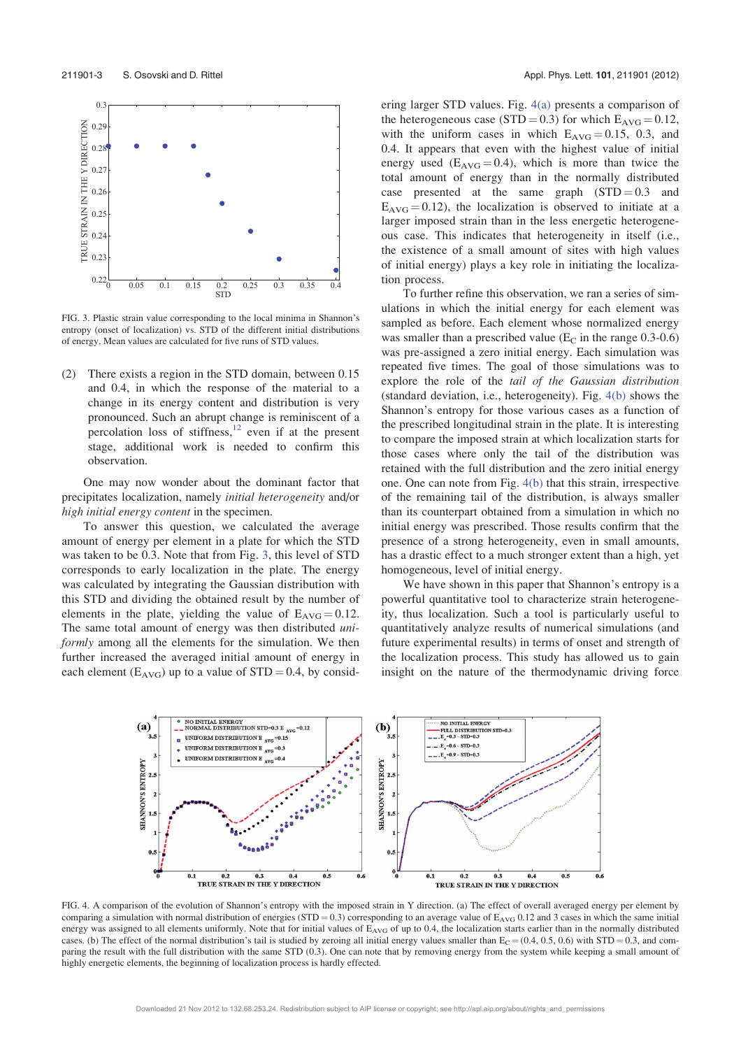FIG. 3. Plastic strain value corresponding to the local minima in Shannon's entropy (onset of localization) vs. STD of the different initial distributions of energy. Mean values are calculated for five runs of STD values.

(2) There exists a region in the STD domain, between 0.15 and 0.4, in which the response of the material to a change in its energy content and distribution is very pronounced. Such an abrupt change is reminiscent of a percolation loss of stiffness,[12] even if at the present stage, additional work is needed to confirm this observation.

One may now wonder about the dominant factor that precipitates localization, namely *initial heterogeneity* and/or *high initial energy content* in the specimen.

To answer this question, we calculated the average amount of energy per element in a plate for which the STD was taken to be 0.3. Note that from Fig. 3, this level of STD corresponds to early localization in the plate. The energy was calculated by integrating the Gaussian distribution with this STD and dividing the obtained result by the number of elements in the plate, yielding the value of $E_{AVG} = 0.12$. The same total amount of energy was then distributed *uniformly* among all the elements for the simulation. We then further increased the averaged initial amount of energy in each element ($E_{AVG}$) up to a value of STD = 0.4, by considering larger STD values. Fig. 4(a) presents a comparison of the heterogeneous case (STD = 0.3) for which $E_{AVG} = 0.12$, with the uniform cases in which $E_{AVG} = 0.15$, 0.3, and 0.4. It appears that even with the highest value of initial energy used ($E_{AVG} = 0.4$), which is more than twice the total amount of energy than in the normally distributed case presented at the same graph (STD = 0.3 and $E_{AVG} = 0.12$), the localization is observed to initiate at a larger imposed strain than in the less energetic heterogeneous case. This indicates that heterogeneity in itself (i.e., the existence of a small amount of sites with high values of initial energy) plays a key role in initiating the localization process.

To further refine this observation, we ran a series of simulations in which the initial energy for each element was sampled as before. Each element whose normalized energy was smaller than a prescribed value ($E_C$ in the range 0.3-0.6) was pre-assigned a zero initial energy. Each simulation was repeated five times. The goal of those simulations was to explore the role of the *tail of the Gaussian distribution* (standard deviation, i.e., heterogeneity). Fig. 4(b) shows the Shannon's entropy for those various cases as a function of the prescribed longitudinal strain in the plate. It is interesting to compare the imposed strain at which localization starts for those cases where only the tail of the distribution was retained with the full distribution and the zero initial energy one. One can note from Fig. 4(b) that this strain, irrespective of the remaining tail of the distribution, is always smaller than its counterpart obtained from a simulation in which no initial energy was prescribed. Those results confirm that the presence of a strong heterogeneity, even in small amounts, has a drastic effect to a much stronger extent than a high, yet homogeneous, level of initial energy.

We have shown in this paper that Shannon's entropy is a powerful quantitative tool to characterize strain heterogeneity, thus localization. Such a tool is particularly useful to quantitatively analyze results of numerical simulations (and future experimental results) in terms of onset and strength of the localization process. This study has allowed us to gain insight on the nature of the thermodynamic driving force

FIG. 4. A comparison of the evolution of Shannon's entropy with the imposed strain in Y direction. (a) The effect of overall averaged energy per element by comparing a simulation with normal distribution of energies (STD = 0.3) corresponding to an average value of $E_{AVG}$ 0.12 and 3 cases in which the same initial energy was assigned to all elements uniformly. Note that for initial values of $E_{AVG}$ of up to 0.4, the localization starts earlier than in the normally distributed cases. (b) The effect of the normal distribution's tail is studied by zeroing all initial energy values smaller than $E_C = (0.4, 0.5, 0.6)$ with STD = 0.3, and comparing the result with the full distribution with the same STD (0.3). One can note that by removing energy from the system while keeping a small amount of highly energetic elements, the beginning of localization process is hardly effected.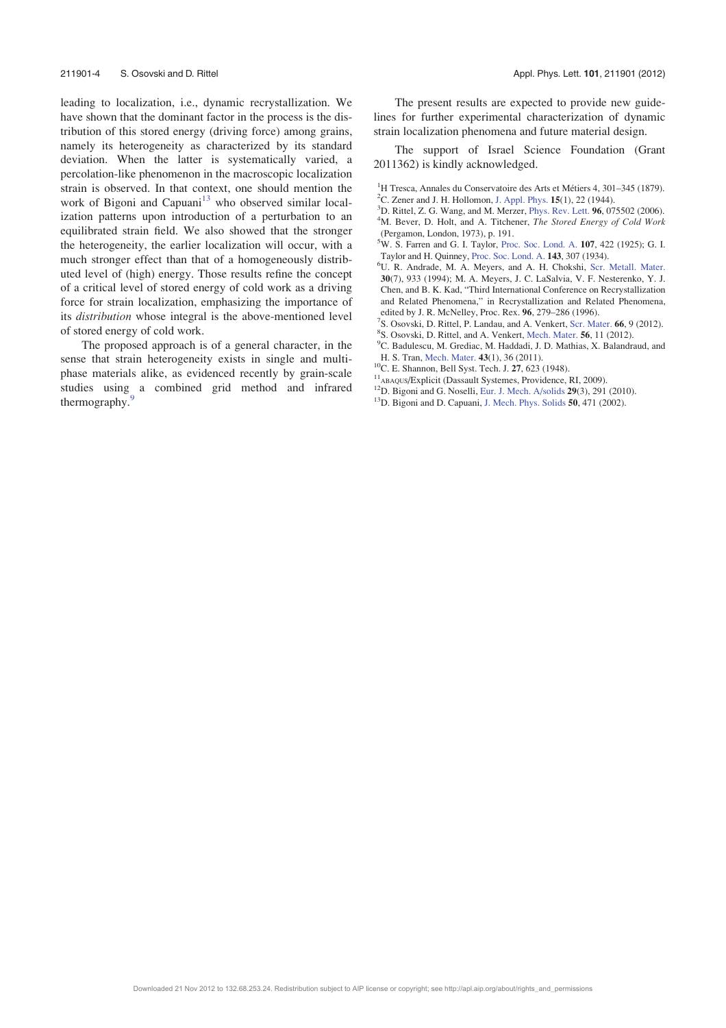leading to localization, i.e., dynamic recrystallization. We have shown that the dominant factor in the process is the distribution of this stored energy (driving force) among grains, namely its heterogeneity as characterized by its standard deviation. When the latter is systematically varied, a percolation-like phenomenon in the macroscopic localization strain is observed. In that context, one should mention the work of Bigoni and Capuani[13] who observed similar localization patterns upon introduction of a perturbation to an equilibrated strain field. We also showed that the stronger the heterogeneity, the earlier localization will occur, with a much stronger effect than that of a homogeneously distributed level of (high) energy. Those results refine the concept of a critical level of stored energy of cold work as a driving force for strain localization, emphasizing the importance of its *distribution* whose integral is the above-mentioned level of stored energy of cold work.

The proposed approach is of a general character, in the sense that strain heterogeneity exists in single and multiphase materials alike, as evidenced recently by grain-scale studies using a combined grid method and infrared thermography.[9]

The present results are expected to provide new guidelines for further experimental characterization of dynamic strain localization phenomena and future material design.

The support of Israel Science Foundation (Grant 2011362) is kindly acknowledged.

[1] H Tresca, Annales du Conservatoire des Arts et Métiers 4, 301–345 (1879).
[2] C. Zener and J. H. Hollomon, J. Appl. Phys. **15**(1), 22 (1944).
[3] D. Rittel, Z. G. Wang, and M. Merzer, Phys. Rev. Lett. **96**, 075502 (2006).
[4] M. Bever, D. Holt, and A. Titchener, *The Stored Energy of Cold Work* (Pergamon, London, 1973), p. 191.
[5] W. S. Farren and G. I. Taylor, Proc. Soc. Lond. A. **107**, 422 (1925); G. I. Taylor and H. Quinney, Proc. Soc. Lond. A. **143**, 307 (1934).
[6] U. R. Andrade, M. A. Meyers, and A. H. Chokshi, Scr. Metall. Mater. **30**(7), 933 (1994); M. A. Meyers, J. C. LaSalvia, V. F. Nesterenko, Y. J. Chen, and B. K. Kad, "Third International Conference on Recrystallization and Related Phenomena," in Recrystallization and Related Phenomena, edited by J. R. McNelley, Proc. Rex. **96**, 279–286 (1996).
[7] S. Osovski, D. Rittel, P. Landau, and A. Venkert, Scr. Mater. **66**, 9 (2012).
[8] S. Osovski, D. Rittel, and A. Venkert, Mech. Mater. **56**, 11 (2012).
[9] C. Badulescu, M. Grediac, M. Haddadi, J. D. Mathias, X. Balandraud, and H. S. Tran, Mech. Mater. **43**(1), 36 (2011).
[10] C. E. Shannon, Bell Syst. Tech. J. **27**, 623 (1948).
[11] ABAQUS/Explicit (Dassault Systemes, Providence, RI, 2009).
[12] D. Bigoni and G. Noselli, Eur. J. Mech. A/solids **29**(3), 291 (2010).
[13] D. Bigoni and D. Capuani, J. Mech. Phys. Solids **50**, 471 (2002).